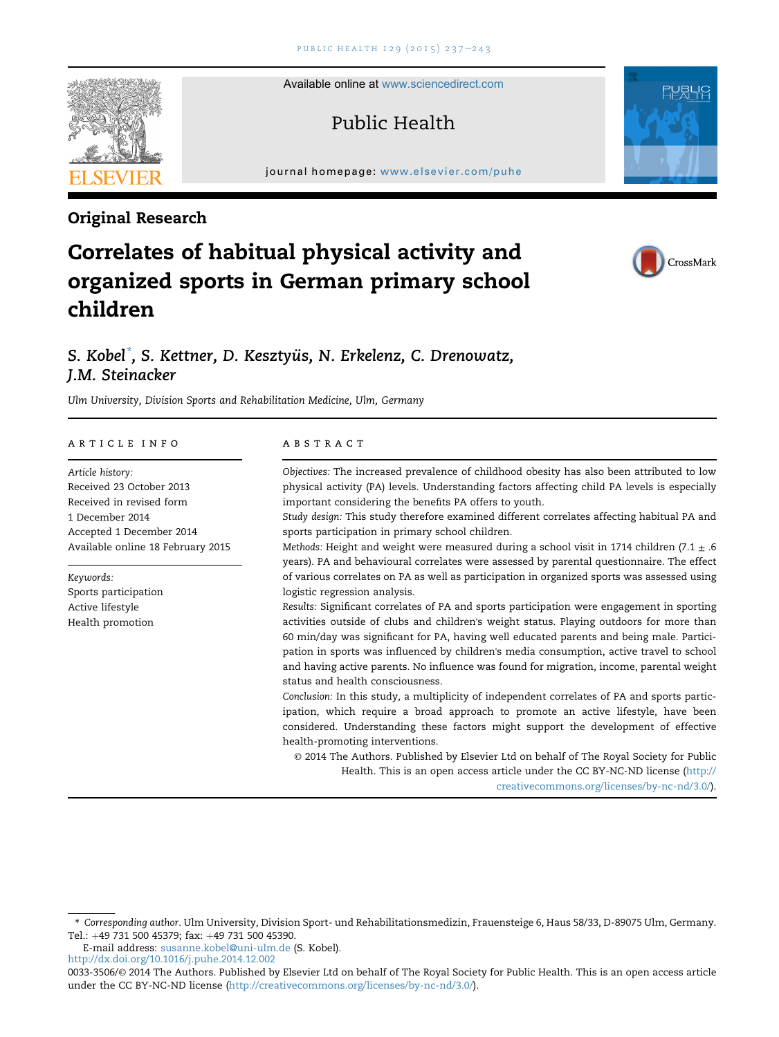Available online at www.sciencedirect.com

Public Health

journal homepage: www.elsevier.com/puhe

Original Research

# Correlates of habitual physical activity and organized sports in German primary school children

S. Kobel*, S. Kettner, D. Kesztyüs, N. Erkelenz, C. Drenowatz, J.M. Steinacker

*Ulm University, Division Sports and Rehabilitation Medicine, Ulm, Germany*

## ARTICLE INFO

*Article history:*
Received 23 October 2013
Received in revised form
1 December 2014
Accepted 1 December 2014
Available online 18 February 2015

*Keywords:*
Sports participation
Active lifestyle
Health promotion

## ABSTRACT

*Objectives:* The increased prevalence of childhood obesity has also been attributed to low physical activity (PA) levels. Understanding factors affecting child PA levels is especially important considering the benefits PA offers to youth.

*Study design:* This study therefore examined different correlates affecting habitual PA and sports participation in primary school children.

*Methods:* Height and weight were measured during a school visit in 1714 children ($7.1 \pm .6$ years). PA and behavioural correlates were assessed by parental questionnaire. The effect of various correlates on PA as well as participation in organized sports was assessed using logistic regression analysis.

*Results:* Significant correlates of PA and sports participation were engagement in sporting activities outside of clubs and children's weight status. Playing outdoors for more than 60 min/day was significant for PA, having well educated parents and being male. Participation in sports was influenced by children's media consumption, active travel to school and having active parents. No influence was found for migration, income, parental weight status and health consciousness.

*Conclusion:* In this study, a multiplicity of independent correlates of PA and sports participation, which require a broad approach to promote an active lifestyle, have been considered. Understanding these factors might support the development of effective health-promoting interventions.

© 2014 The Authors. Published by Elsevier Ltd on behalf of The Royal Society for Public Health. This is an open access article under the CC BY-NC-ND license (http://creativecommons.org/licenses/by-nc-nd/3.0/).

---

\* *Corresponding author*. Ulm University, Division Sport- und Rehabilitationsmedizin, Frauensteige 6, Haus 58/33, D-89075 Ulm, Germany. Tel.: +49 731 500 45379; fax: +49 731 500 45390.

E-mail address: susanne.kobel@uni-ulm.de (S. Kobel).

http://dx.doi.org/10.1016/j.puhe.2014.12.002

0033-3506/© 2014 The Authors. Published by Elsevier Ltd on behalf of The Royal Society for Public Health. This is an open access article under the CC BY-NC-ND license (http://creativecommons.org/licenses/by-nc-nd/3.0/).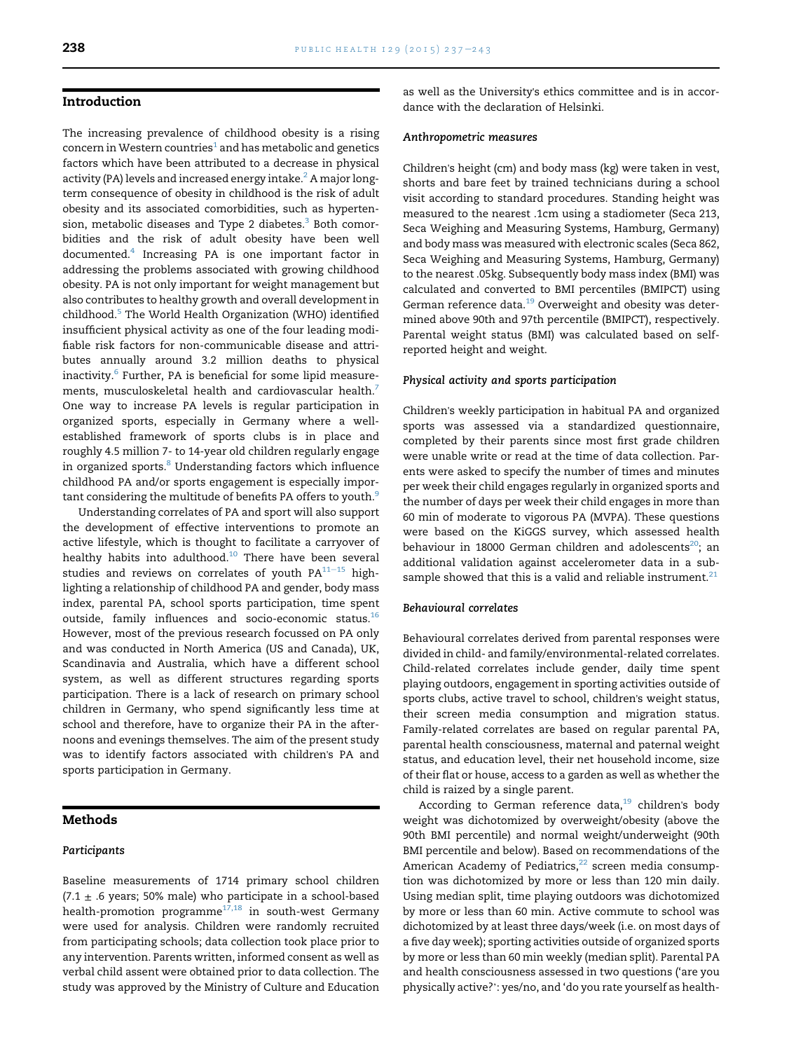## Introduction

The increasing prevalence of childhood obesity is a rising concern in Western countries[1] and has metabolic and genetics factors which have been attributed to a decrease in physical activity (PA) levels and increased energy intake.[2] A major long-term consequence of obesity in childhood is the risk of adult obesity and its associated comorbidities, such as hypertension, metabolic diseases and Type 2 diabetes.[3] Both comorbidities and the risk of adult obesity have been well documented.[4] Increasing PA is one important factor in addressing the problems associated with growing childhood obesity. PA is not only important for weight management but also contributes to healthy growth and overall development in childhood.[5] The World Health Organization (WHO) identified insufficient physical activity as one of the four leading modifiable risk factors for non-communicable disease and attributes annually around 3.2 million deaths to physical inactivity.[6] Further, PA is beneficial for some lipid measurements, musculoskeletal health and cardiovascular health.[7] One way to increase PA levels is regular participation in organized sports, especially in Germany where a well-established framework of sports clubs is in place and roughly 4.5 million 7- to 14-year old children regularly engage in organized sports.[8] Understanding factors which influence childhood PA and/or sports engagement is especially important considering the multitude of benefits PA offers to youth.[9]

Understanding correlates of PA and sport will also support the development of effective interventions to promote an active lifestyle, which is thought to facilitate a carryover of healthy habits into adulthood.[10] There have been several studies and reviews on correlates of youth PA[11–15] highlighting a relationship of childhood PA and gender, body mass index, parental PA, school sports participation, time spent outside, family influences and socio-economic status.[16] However, most of the previous research focussed on PA only and was conducted in North America (US and Canada), UK, Scandinavia and Australia, which have a different school system, as well as different structures regarding sports participation. There is a lack of research on primary school children in Germany, who spend significantly less time at school and therefore, have to organize their PA in the afternoons and evenings themselves. The aim of the present study was to identify factors associated with children's PA and sports participation in Germany.

## Methods

### Participants

Baseline measurements of 1714 primary school children (7.1 ± .6 years; 50% male) who participate in a school-based health-promotion programme[17,18] in south-west Germany were used for analysis. Children were randomly recruited from participating schools; data collection took place prior to any intervention. Parents written, informed consent as well as verbal child assent were obtained prior to data collection. The study was approved by the Ministry of Culture and Education as well as the University's ethics committee and is in accordance with the declaration of Helsinki.

### Anthropometric measures

Children's height (cm) and body mass (kg) were taken in vest, shorts and bare feet by trained technicians during a school visit according to standard procedures. Standing height was measured to the nearest .1cm using a stadiometer (Seca 213, Seca Weighing and Measuring Systems, Hamburg, Germany) and body mass was measured with electronic scales (Seca 862, Seca Weighing and Measuring Systems, Hamburg, Germany) to the nearest .05kg. Subsequently body mass index (BMI) was calculated and converted to BMI percentiles (BMIPCT) using German reference data.[19] Overweight and obesity was determined above 90th and 97th percentile (BMIPCT), respectively. Parental weight status (BMI) was calculated based on self-reported height and weight.

### Physical activity and sports participation

Children's weekly participation in habitual PA and organized sports was assessed via a standardized questionnaire, completed by their parents since most first grade children were unable write or read at the time of data collection. Parents were asked to specify the number of times and minutes per week their child engages regularly in organized sports and the number of days per week their child engages in more than 60 min of moderate to vigorous PA (MVPA). These questions were based on the KiGGS survey, which assessed health behaviour in 18000 German children and adolescents[20]; an additional validation against accelerometer data in a subsample showed that this is a valid and reliable instrument.[21]

### Behavioural correlates

Behavioural correlates derived from parental responses were divided in child- and family/environmental-related correlates. Child-related correlates include gender, daily time spent playing outdoors, engagement in sporting activities outside of sports clubs, active travel to school, children's weight status, their screen media consumption and migration status. Family-related correlates are based on regular parental PA, parental health consciousness, maternal and paternal weight status, and education level, their net household income, size of their flat or house, access to a garden as well as whether the child is raized by a single parent.

According to German reference data,[19] children's body weight was dichotomized by overweight/obesity (above the 90th BMI percentile) and normal weight/underweight (90th BMI percentile and below). Based on recommendations of the American Academy of Pediatrics,[22] screen media consumption was dichotomized by more or less than 120 min daily. Using median split, time playing outdoors was dichotomized by more or less than 60 min. Active commute to school was dichotomized by at least three days/week (i.e. on most days of a five day week); sporting activities outside of organized sports by more or less than 60 min weekly (median split). Parental PA and health consciousness assessed in two questions ('are you physically active?': yes/no, and 'do you rate yourself as health-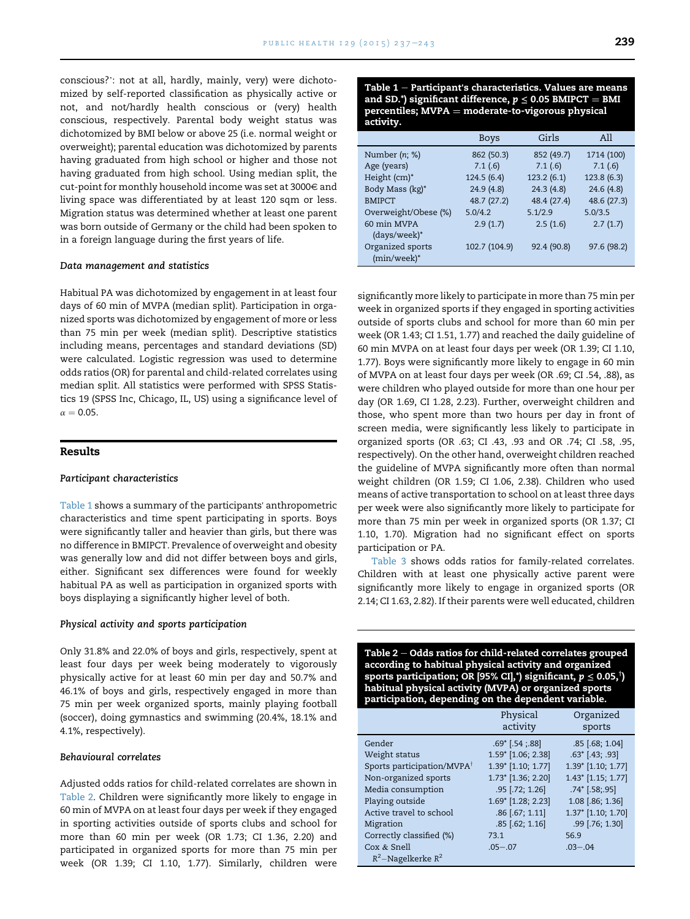conscious?': not at all, hardly, mainly, very) were dichotomized by self-reported classification as physically active or not, and not/hardly health conscious or (very) health conscious, respectively. Parental body weight status was dichotomized by BMI below or above 25 (i.e. normal weight or overweight); parental education was dichotomized by parents having graduated from high school or higher and those not having graduated from high school. Using median split, the cut-point for monthly household income was set at 3000€ and living space was differentiated by at least 120 sqm or less. Migration status was determined whether at least one parent was born outside of Germany or the child had been spoken to in a foreign language during the first years of life.

### Data management and statistics

Habitual PA was dichotomized by engagement in at least four days of 60 min of MVPA (median split). Participation in organized sports was dichotomized by engagement of more or less than 75 min per week (median split). Descriptive statistics including means, percentages and standard deviations (SD) were calculated. Logistic regression was used to determine odds ratios (OR) for parental and child-related correlates using median split. All statistics were performed with SPSS Statistics 19 (SPSS Inc, Chicago, IL, US) using a significance level of $\alpha = 0.05$.

## Results

### Participant characteristics

Table 1 shows a summary of the participants' anthropometric characteristics and time spent participating in sports. Boys were significantly taller and heavier than girls, but there was no difference in BMIPCT. Prevalence of overweight and obesity was generally low and did not differ between boys and girls, either. Significant sex differences were found for weekly habitual PA as well as participation in organized sports with boys displaying a significantly higher level of both.

**Table 1 – Participant's characteristics. Values are means and SD.*) significant difference, $p \leq 0.05$ BMIPCT = BMI percentiles; MVPA = moderate-to-vigorous physical activity.**

| | Boys | Girls | All |
|---|---|---|---|
| Number (n; %) | 862 (50.3) | 852 (49.7) | 1714 (100) |
| Age (years) | 7.1 (.6) | 7.1 (.6) | 7.1 (.6) |
| Height (cm)* | 124.5 (6.4) | 123.2 (6.1) | 123.8 (6.3) |
| Body Mass (kg)* | 24.9 (4.8) | 24.3 (4.8) | 24.6 (4.8) |
| BMIPCT | 48.7 (27.2) | 48.4 (27.4) | 48.6 (27.3) |
| Overweight/Obese (%) | 5.0/4.2 | 5.1/2.9 | 5.0/3.5 |
| 60 min MVPA (days/week)* | 2.9 (1.7) | 2.5 (1.6) | 2.7 (1.7) |
| Organized sports (min/week)* | 102.7 (104.9) | 92.4 (90.8) | 97.6 (98.2) |

### Physical activity and sports participation

Only 31.8% and 22.0% of boys and girls, respectively, spent at least four days per week being moderately to vigorously physically active for at least 60 min per day and 50.7% and 46.1% of boys and girls, respectively engaged in more than 75 min per week organized sports, mainly playing football (soccer), doing gymnastics and swimming (20.4%, 18.1% and 4.1%, respectively).

### Behavioural correlates

Adjusted odds ratios for child-related correlates are shown in Table 2. Children were significantly more likely to engage in 60 min of MVPA on at least four days per week if they engaged in sporting activities outside of sports clubs and school for more than 60 min per week (OR 1.73; CI 1.36, 2.20) and participated in organized sports for more than 75 min per week (OR 1.39; CI 1.10, 1.77). Similarly, children were significantly more likely to participate in more than 75 min per week in organized sports if they engaged in sporting activities outside of sports clubs and school for more than 60 min per week (OR 1.43; CI 1.51, 1.77) and reached the daily guideline of 60 min MVPA on at least four days per week (OR 1.39; CI 1.10, 1.77). Boys were significantly more likely to engage in 60 min of MVPA on at least four days per week (OR .69; CI .54, .88), as were children who played outside for more than one hour per day (OR 1.69, CI 1.28, 2.23). Further, overweight children and those, who spent more than two hours per day in front of screen media, were significantly less likely to participate in organized sports (OR .63; CI .43, .93 and OR .74; CI .58, .95, respectively). On the other hand, overweight children reached the guideline of MVPA significantly more often than normal weight children (OR 1.59; CI 1.06, 2.38). Children who used means of active transportation to school on at least three days per week were also significantly more likely to participate for more than 75 min per week in organized sports (OR 1.37; CI 1.10, 1.70). Migration had no significant effect on sports participation or PA.

Table 3 shows odds ratios for family-related correlates. Children with at least one physically active parent were significantly more likely to engage in organized sports (OR 2.14; CI 1.63, 2.82). If their parents were well educated, children

**Table 2 – Odds ratios for child-related correlates grouped according to habitual physical activity and organized sports participation; OR [95% CI],*) significant, $p \leq 0.05$,[†]) habitual physical activity (MVPA) or organized sports participation, depending on the dependent variable.**

| | Physical activity | Organized sports |
|---|---|---|
| Gender | .69* [.54 ;.88] | .85 [.68; 1.04] |
| Weight status | 1.59* [1.06; 2.38] | .63* [.43; .93] |
| Sports participation/MVPA[†] | 1.39* [1.10; 1.77] | 1.39* [1.10; 1.77] |
| Non-organized sports | 1.73* [1.36; 2.20] | 1.43* [1.15; 1.77] |
| Media consumption | .95 [.72; 1.26] | .74* [.58;.95] |
| Playing outside | 1.69* [1.28; 2.23] | 1.08 [.86; 1.36] |
| Active travel to school | .86 [.67; 1.11] | 1.37* [1.10; 1.70] |
| Migration | .85 [.62; 1.16] | .99 [.76; 1.30] |
| Correctly classified (%) | 73.1 | 56.9 |
| Cox & Snell $R^2$–Nagelkerke $R^2$ | .05–.07 | .03–.04 |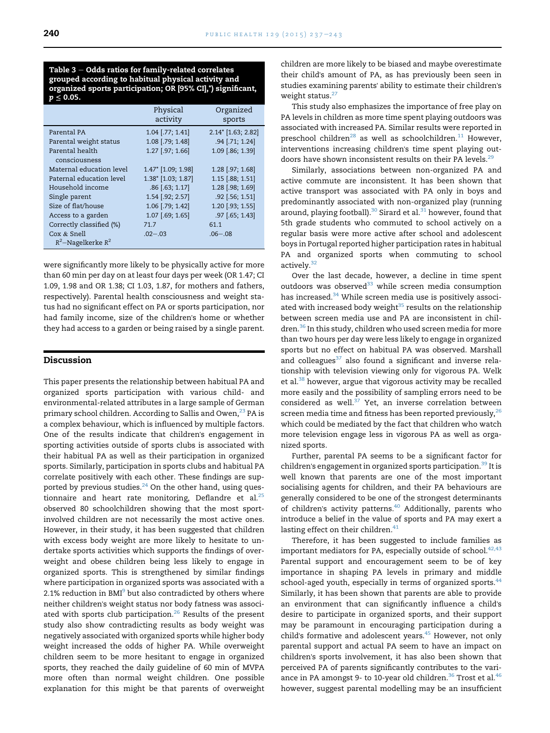**Table 3 – Odds ratios for family-related correlates grouped according to habitual physical activity and organized sports participation; OR [95% CI],*) significant, $p \leq 0.05$.**

| | Physical activity | Organized sports |
|---|---|---|
| Parental PA | 1.04 [.77; 1.41] | 2.14* [1.63; 2.82] |
| Parental weight status | 1.08 [.79; 1.48] | .94 [.71; 1.24] |
| Parental health consciousness | 1.27 [.97; 1.66] | 1.09 [.86; 1.39] |
| Maternal education level | 1.47* [1.09; 1.98] | 1.28 [.97; 1.68] |
| Paternal education level | 1.38* [1.03; 1.87] | 1.15 [.88; 1.51] |
| Household income | .86 [.63; 1.17] | 1.28 [.98; 1.69] |
| Single parent | 1.54 [.92; 2.57] | .92 [.56; 1.51] |
| Size of flat/house | 1.06 [.79; 1.42] | 1.20 [.93; 1.55] |
| Access to a garden | 1.07 [.69; 1.65] | .97 [.65; 1.43] |
| Correctly classified (%) | 71.7 | 61.1 |
| Cox & Snell $R^2$–Nagelkerke $R^2$ | .02–.03 | .06–.08 |

were significantly more likely to be physically active for more than 60 min per day on at least four days per week (OR 1.47; CI 1.09, 1.98 and OR 1.38; CI 1.03, 1.87, for mothers and fathers, respectively). Parental health consciousness and weight status had no significant effect on PA or sports participation, nor had family income, size of the children's home or whether they had access to a garden or being raised by a single parent.

## Discussion

This paper presents the relationship between habitual PA and organized sports participation with various child- and environmental-related attributes in a large sample of German primary school children. According to Sallis and Owen,[23] PA is a complex behaviour, which is influenced by multiple factors. One of the results indicate that children's engagement in sporting activities outside of sports clubs is associated with their habitual PA as well as their participation in organized sports. Similarly, participation in sports clubs and habitual PA correlate positively with each other. These findings are supported by previous studies.[24] On the other hand, using questionnaire and heart rate monitoring, Deflandre et al.[25] observed 80 schoolchildren showing that the most sport-involved children are not necessarily the most active ones. However, in their study, it has been suggested that children with excess body weight are more likely to hesitate to undertake sports activities which supports the findings of overweight and obese children being less likely to engage in organized sports. This is strengthened by similar findings where participation in organized sports was associated with a 2.1% reduction in BMI[9] but also contradicted by others where neither children's weight status nor body fatness was associated with sports club participation.[26] Results of the present study also show contradicting results as body weight was negatively associated with organized sports while higher body weight increased the odds of higher PA. While overweight children seem to be more hesitant to engage in organized sports, they reached the daily guideline of 60 min of MVPA more often than normal weight children. One possible explanation for this might be that parents of overweight children are more likely to be biased and maybe overestimate their child's amount of PA, as has previously been seen in studies examining parents' ability to estimate their children's weight status.[27]

This study also emphasizes the importance of free play on PA levels in children as more time spent playing outdoors was associated with increased PA. Similar results were reported in preschool children[28] as well as schoolchildren.[11] However, interventions increasing children's time spent playing outdoors have shown inconsistent results on their PA levels.[29]

Similarly, associations between non-organized PA and active commute are inconsistent. It has been shown that active transport was associated with PA only in boys and predominantly associated with non-organized play (running around, playing football).[30] Sirard et al.[31] however, found that 5th grade students who commuted to school actively on a regular basis were more active after school and adolescent boys in Portugal reported higher participation rates in habitual PA and organized sports when commuting to school actively.[32]

Over the last decade, however, a decline in time spent outdoors was observed[33] while screen media consumption has increased.[34] While screen media use is positively associated with increased body weight[35] results on the relationship between screen media use and PA are inconsistent in children.[36] In this study, children who used screen media for more than two hours per day were less likely to engage in organized sports but no effect on habitual PA was observed. Marshall and colleagues[37] also found a significant and inverse relationship with television viewing only for vigorous PA. Welk et al.[38] however, argue that vigorous activity may be recalled more easily and the possibility of sampling errors need to be considered as well.[37] Yet, an inverse correlation between screen media time and fitness has been reported previously,[26] which could be mediated by the fact that children who watch more television engage less in vigorous PA as well as organized sports.

Further, parental PA seems to be a significant factor for children's engagement in organized sports participation.[39] It is well known that parents are one of the most important socialising agents for children, and their PA behaviours are generally considered to be one of the strongest determinants of children's activity patterns.[40] Additionally, parents who introduce a belief in the value of sports and PA may exert a lasting effect on their children.[41]

Therefore, it has been suggested to include families as important mediators for PA, especially outside of school.[42,43] Parental support and encouragement seem to be of key importance in shaping PA levels in primary and middle school-aged youth, especially in terms of organized sports.[44] Similarly, it has been shown that parents are able to provide an environment that can significantly influence a child's desire to participate in organized sports, and their support may be paramount in encouraging participation during a child's formative and adolescent years.[45] However, not only parental support and actual PA seem to have an impact on children's sports involvement, it has also been shown that perceived PA of parents significantly contributes to the variance in PA amongst 9- to 10-year old children.[36] Trost et al.[46] however, suggest parental modelling may be an insufficient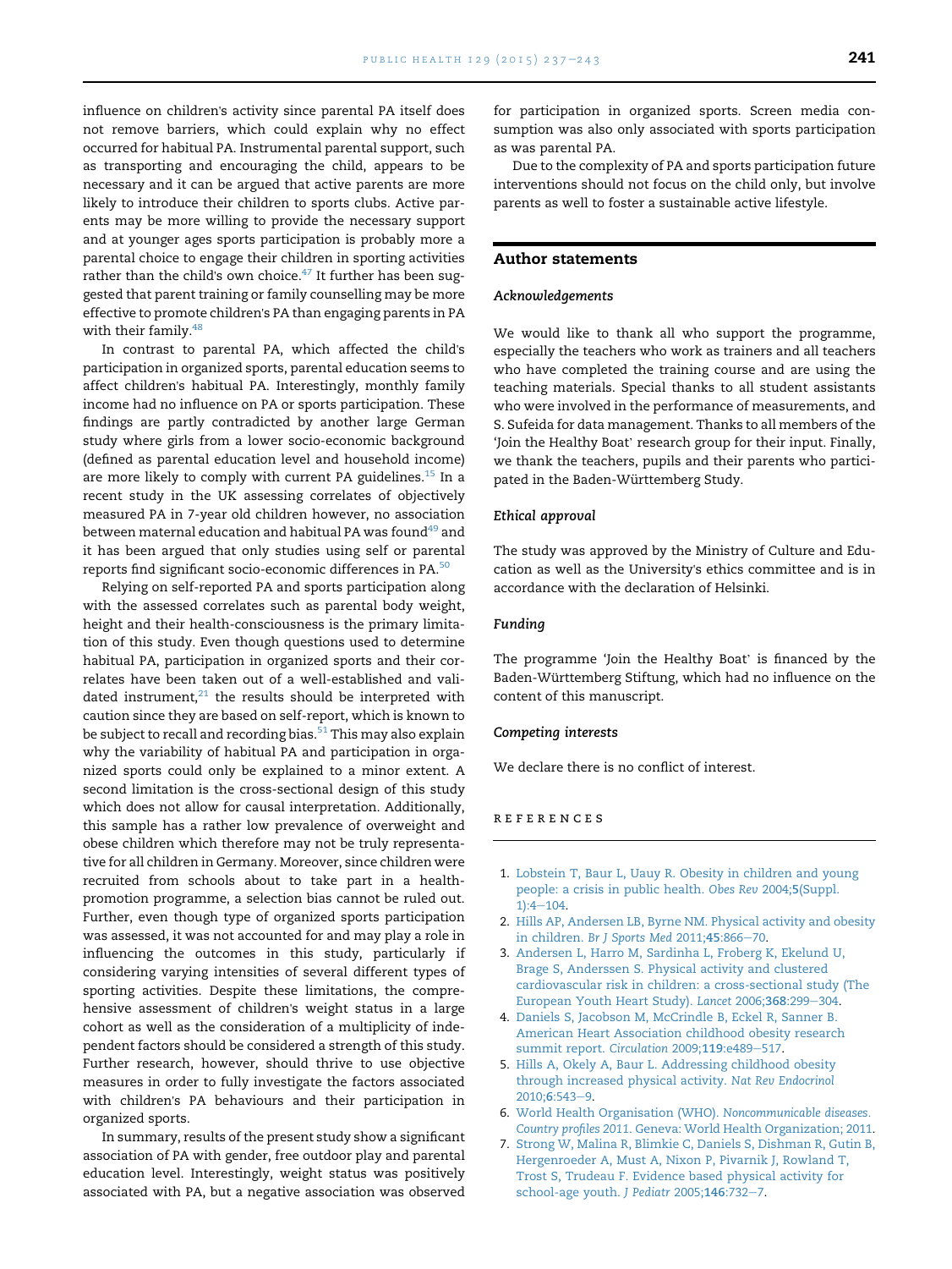influence on children's activity since parental PA itself does not remove barriers, which could explain why no effect occurred for habitual PA. Instrumental parental support, such as transporting and encouraging the child, appears to be necessary and it can be argued that active parents are more likely to introduce their children to sports clubs. Active parents may be more willing to provide the necessary support and at younger ages sports participation is probably more a parental choice to engage their children in sporting activities rather than the child's own choice.[47] It further has been suggested that parent training or family counselling may be more effective to promote children's PA than engaging parents in PA with their family.[48]

In contrast to parental PA, which affected the child's participation in organized sports, parental education seems to affect children's habitual PA. Interestingly, monthly family income had no influence on PA or sports participation. These findings are partly contradicted by another large German study where girls from a lower socio-economic background (defined as parental education level and household income) are more likely to comply with current PA guidelines.[15] In a recent study in the UK assessing correlates of objectively measured PA in 7-year old children however, no association between maternal education and habitual PA was found[49] and it has been argued that only studies using self or parental reports find significant socio-economic differences in PA.[50]

Relying on self-reported PA and sports participation along with the assessed correlates such as parental body weight, height and their health-consciousness is the primary limitation of this study. Even though questions used to determine habitual PA, participation in organized sports and their correlates have been taken out of a well-established and validated instrument,[21] the results should be interpreted with caution since they are based on self-report, which is known to be subject to recall and recording bias.[51] This may also explain why the variability of habitual PA and participation in organized sports could only be explained to a minor extent. A second limitation is the cross-sectional design of this study which does not allow for causal interpretation. Additionally, this sample has a rather low prevalence of overweight and obese children which therefore may not be truly representative for all children in Germany. Moreover, since children were recruited from schools about to take part in a health-promotion programme, a selection bias cannot be ruled out. Further, even though type of organized sports participation was assessed, it was not accounted for and may play a role in influencing the outcomes in this study, particularly if considering varying intensities of several different types of sporting activities. Despite these limitations, the comprehensive assessment of children's weight status in a large cohort as well as the consideration of a multiplicity of independent factors should be considered a strength of this study. Further research, however, should thrive to use objective measures in order to fully investigate the factors associated with children's PA behaviours and their participation in organized sports.

In summary, results of the present study show a significant association of PA with gender, free outdoor play and parental education level. Interestingly, weight status was positively associated with PA, but a negative association was observed for participation in organized sports. Screen media consumption was also only associated with sports participation as was parental PA.

Due to the complexity of PA and sports participation future interventions should not focus on the child only, but involve parents as well to foster a sustainable active lifestyle.

## Author statements

### *Acknowledgements*

We would like to thank all who support the programme, especially the teachers who work as trainers and all teachers who have completed the training course and are using the teaching materials. Special thanks to all student assistants who were involved in the performance of measurements, and S. Sufeida for data management. Thanks to all members of the 'Join the Healthy Boat' research group for their input. Finally, we thank the teachers, pupils and their parents who participated in the Baden-Württemberg Study.

### *Ethical approval*

The study was approved by the Ministry of Culture and Education as well as the University's ethics committee and is in accordance with the declaration of Helsinki.

### *Funding*

The programme 'Join the Healthy Boat' is financed by the Baden-Württemberg Stiftung, which had no influence on the content of this manuscript.

### *Competing interests*

We declare there is no conflict of interest.

## REFERENCES

1. Lobstein T, Baur L, Uauy R. Obesity in children and young people: a crisis in public health. *Obes Rev* 2004;**5**(Suppl. 1):4–104.
2. Hills AP, Andersen LB, Byrne NM. Physical activity and obesity in children. *Br J Sports Med* 2011;**45**:866–70.
3. Andersen L, Harro M, Sardinha L, Froberg K, Ekelund U, Brage S, Anderssen S. Physical activity and clustered cardiovascular risk in children: a cross-sectional study (The European Youth Heart Study). *Lancet* 2006;**368**:299–304.
4. Daniels S, Jacobson M, McCrindle B, Eckel R, Sanner B. American Heart Association childhood obesity research summit report. *Circulation* 2009;**119**:e489–517.
5. Hills A, Okely A, Baur L. Addressing childhood obesity through increased physical activity. *Nat Rev Endocrinol* 2010;**6**:543–9.
6. World Health Organisation (WHO). *Noncommunicable diseases. Country profiles 2011*. Geneva: World Health Organization; 2011.
7. Strong W, Malina R, Blimkie C, Daniels S, Dishman R, Gutin B, Hergenroeder A, Must A, Nixon P, Pivarnik J, Rowland T, Trost S, Trudeau F. Evidence based physical activity for school-age youth. *J Pediatr* 2005;**146**:732–7.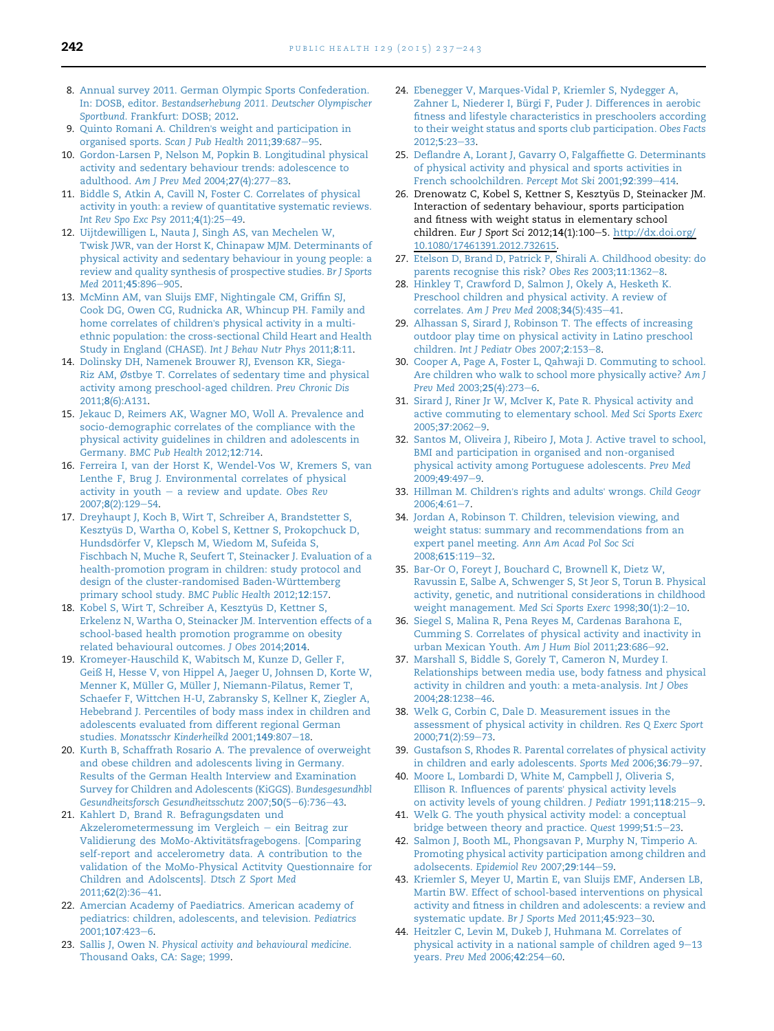8. Annual survey 2011. German Olympic Sports Confederation. In: DOSB, editor. *Bestandserhebung 2011. Deutscher Olympischer Sportbund*. Frankfurt: DOSB; 2012.
9. Quinto Romani A. Children's weight and participation in organised sports. *Scan J Pub Health* 2011;**39**:687–95.
10. Gordon-Larsen P, Nelson M, Popkin B. Longitudinal physical activity and sedentary behaviour trends: adolescence to adulthood. *Am J Prev Med* 2004;**27**(4):277–83.
11. Biddle S, Atkin A, Cavill N, Foster C. Correlates of physical activity in youth: a review of quantitative systematic reviews. *Int Rev Spo Exc Psy* 2011;**4**(1):25–49.
12. Uijtdewilligen L, Nauta J, Singh AS, van Mechelen W, Twisk JWR, van der Horst K, Chinapaw MJM. Determinants of physical activity and sedentary behaviour in young people: a review and quality synthesis of prospective studies. *Br J Sports Med* 2011;**45**:896–905.
13. McMinn AM, van Sluijs EMF, Nightingale CM, Griffin SJ, Cook DG, Owen CG, Rudnicka AR, Whincup PH. Family and home correlates of children's physical activity in a multi-ethnic population: the cross-sectional Child Heart and Health Study in England (CHASE). *Int J Behav Nutr Phys* 2011;**8**:11.
14. Dolinsky DH, Namenek Brouwer RJ, Evenson KR, Siega-Riz AM, Østbye T. Correlates of sedentary time and physical activity among preschool-aged children. *Prev Chronic Dis* 2011;**8**(6):A131.
15. Jekauc D, Reimers AK, Wagner MO, Woll A. Prevalence and socio-demographic correlates of the compliance with the physical activity guidelines in children and adolescents in Germany. *BMC Pub Health* 2012;**12**:714.
16. Ferreira I, van der Horst K, Wendel-Vos W, Kremers S, van Lenthe F, Brug J. Environmental correlates of physical activity in youth – a review and update. *Obes Rev* 2007;**8**(2):129–54.
17. Dreyhaupt J, Koch B, Wirt T, Schreiber A, Brandstetter S, Kesztyüs D, Wartha O, Kobel S, Kettner S, Prokopchuck D, Hundsdörfer V, Klepsch M, Wiedom M, Sufeida S, Fischbach N, Muche R, Seufert T, Steinacker J. Evaluation of a health-promotion program in children: study protocol and design of the cluster-randomised Baden-Württemberg primary school study. *BMC Public Health* 2012;**12**:157.
18. Kobel S, Wirt T, Schreiber A, Kesztyüs D, Kettner S, Erkelenz N, Wartha O, Steinacker JM. Intervention effects of a school-based health promotion programme on obesity related behavioural outcomes. *J Obes* 2014;**2014**.
19. Kromeyer-Hauschild K, Wabitsch M, Kunze D, Geller F, Geiß H, Hesse V, von Hippel A, Jaeger U, Johnsen D, Korte W, Menner K, Müller G, Müller J, Niemann-Pilatus, Remer T, Schaefer F, Wittchen H-U, Zabransky S, Kellner K, Ziegler A, Hebebrand J. Percentiles of body mass index in children and adolescents evaluated from different regional German studies. *Monatsschr Kinderheilkd* 2001;**149**:807–18.
20. Kurth B, Schaffrath Rosario A. The prevalence of overweight and obese children and adolescents living in Germany. Results of the German Health Interview and Examination Survey for Children and Adolescents (KiGGS). *Bundesgesundhbl Gesundheitsforsch Gesundheitsschutz* 2007;**50**(5–6):736–43.
21. Kahlert D, Brand R. Befragungsdaten und Akzelerometermessung im Vergleich – ein Beitrag zur Validierung des MoMo-Aktivitätsfragebogens. [Comparing self-report and accelerometry data. A contribution to the validation of the MoMo-Physical Actitvity Questionnaire for Children and Adolscents]. *Dtsch Z Sport Med* 2011;**62**(2):36–41.
22. American Academy of Paediatrics. American academy of pediatrics: children, adolescents, and television. *Pediatrics* 2001;**107**:423–6.
23. Sallis J, Owen N. *Physical activity and behavioural medicine*. Thousand Oaks, CA: Sage; 1999.
24. Ebenegger V, Marques-Vidal P, Kriemler S, Nydegger A, Zahner L, Niederer I, Bürgi F, Puder J. Differences in aerobic fitness and lifestyle characteristics in preschoolers according to their weight status and sports club participation. *Obes Facts* 2012;**5**:23–33.
25. Deflandre A, Lorant J, Gavarry O, Falgaffiette G. Determinants of physical activity and physical and sports activities in French schoolchildren. *Percept Mot Ski* 2001;**92**:399–414.
26. Drenowatz C, Kobel S, Kettner S, Kesztyüs D, Steinacker JM. Interaction of sedentary behaviour, sports participation and fitness with weight status in elementary school children. *Eur J Sport Sci* 2012;**14**(1):100–5. http://dx.doi.org/10.1080/17461391.2012.732615.
27. Etelson D, Brand D, Patrick P, Shirali A. Childhood obesity: do parents recognise this risk? *Obes Res* 2003;**11**:1362–8.
28. Hinkley T, Crawford D, Salmon J, Okely A, Hesketh K. Preschool children and physical activity. A review of correlates. *Am J Prev Med* 2008;**34**(5):435–41.
29. Alhassan S, Sirard J, Robinson T. The effects of increasing outdoor play time on physical activity in Latino preschool children. *Int J Pediatr Obes* 2007;**2**:153–8.
30. Cooper A, Page A, Foster L, Qahwaji D. Commuting to school. Are children who walk to school more physically active? *Am J Prev Med* 2003;**25**(4):273–6.
31. Sirard J, Riner Jr W, McIver K, Pate R. Physical activity and active commuting to elementary school. *Med Sci Sports Exerc* 2005;**37**:2062–9.
32. Santos M, Oliveira J, Ribeiro J, Mota J. Active travel to school, BMI and participation in organised and non-organised physical activity among Portuguese adolescents. *Prev Med* 2009;**49**:497–9.
33. Hillman M. Children's rights and adults' wrongs. *Child Geogr* 2006;**4**:61–7.
34. Jordan A, Robinson T. Children, television viewing, and weight status: summary and recommendations from an expert panel meeting. *Ann Am Acad Pol Soc Sci* 2008;**615**:119–32.
35. Bar-Or O, Foreyt J, Bouchard C, Brownell K, Dietz W, Ravussin E, Salbe A, Schwenger S, St Jeor S, Torun B. Physical activity, genetic, and nutritional considerations in childhood weight management. *Med Sci Sports Exerc* 1998;**30**(1):2–10.
36. Siegel S, Malina R, Pena Reyes M, Cardenas Barahona E, Cumming S. Correlates of physical activity and inactivity in urban Mexican Youth. *Am J Hum Biol* 2011;**23**:686–92.
37. Marshall S, Biddle S, Gorely T, Cameron N, Murdey I. Relationships between media use, body fatness and physical activity in children and youth: a meta-analysis. *Int J Obes* 2004;**28**:1238–46.
38. Welk G, Corbin C, Dale D. Measurement issues in the assessment of physical activity in children. *Res Q Exerc Sport* 2000;**71**(2):59–73.
39. Gustafson S, Rhodes R. Parental correlates of physical activity in children and early adolescents. *Sports Med* 2006;**36**:79–97.
40. Moore L, Lombardi D, White M, Campbell J, Oliveria S, Ellison R. Influences of parents' physical activity levels on activity levels of young children. *J Pediatr* 1991;**118**:215–9.
41. Welk G. The youth physical activity model: a conceptual bridge between theory and practice. *Quest* 1999;**51**:5–23.
42. Salmon J, Booth ML, Phongsavan P, Murphy N, Timperio A. Promoting physical activity participation among children and adolsecents. *Epidemiol Rev* 2007;**29**:144–59.
43. Kriemler S, Meyer U, Martin E, van Sluijs EMF, Andersen LB, Martin BW. Effect of school-based interventions on physical activity and fitness in children and adolescents: a review and systematic update. *Br J Sports Med* 2011;**45**:923–30.
44. Heitzler C, Levin M, Dukeb J, Huhmana M. Correlates of physical activity in a national sample of children aged 9–13 years. *Prev Med* 2006;**42**:254–60.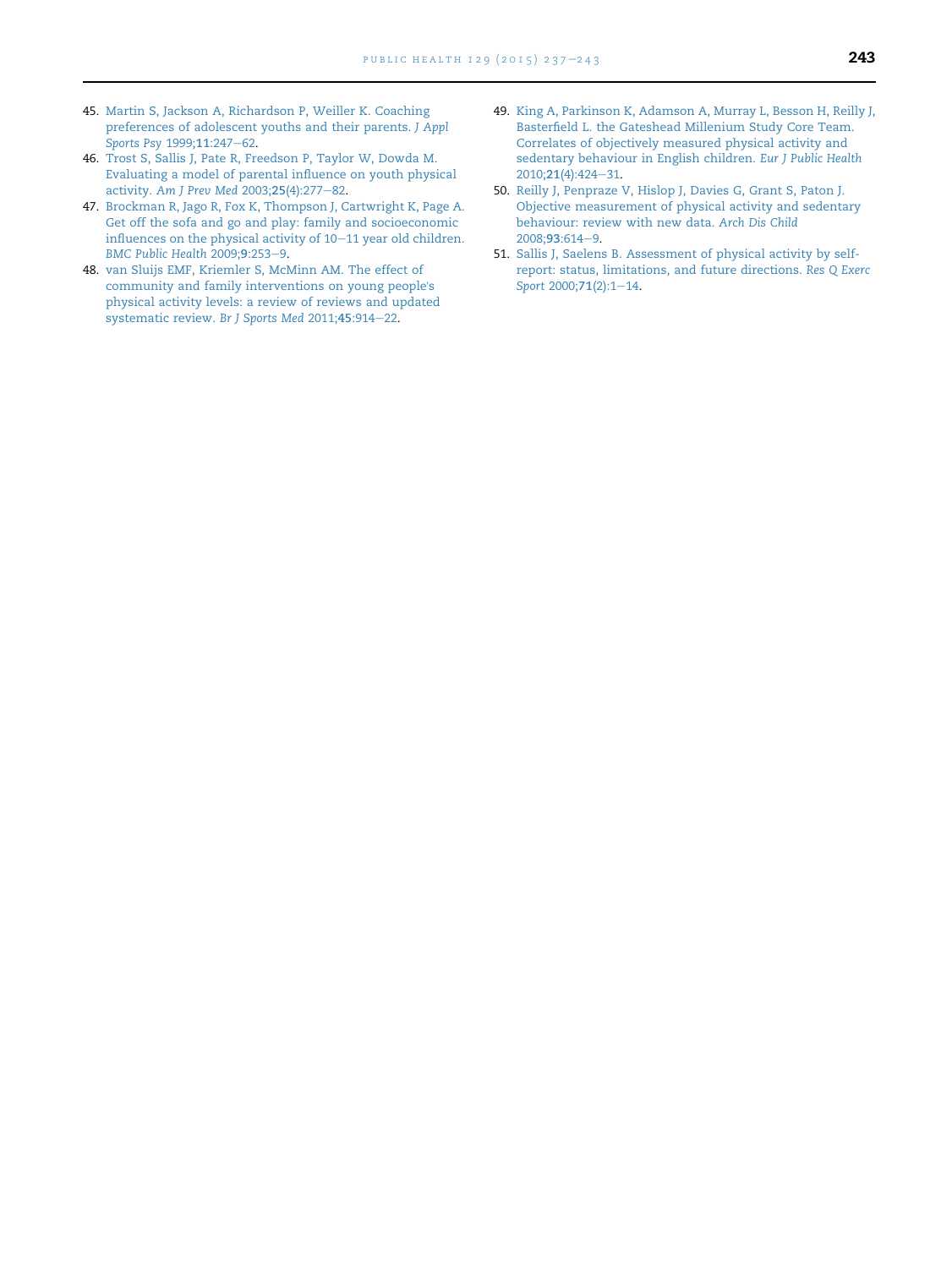45. Martin S, Jackson A, Richardson P, Weiller K. Coaching preferences of adolescent youths and their parents. *J Appl Sports Psy* 1999;**11**:247–62.
46. Trost S, Sallis J, Pate R, Freedson P, Taylor W, Dowda M. Evaluating a model of parental influence on youth physical activity. *Am J Prev Med* 2003;**25**(4):277–82.
47. Brockman R, Jago R, Fox K, Thompson J, Cartwright K, Page A. Get off the sofa and go and play: family and socioeconomic influences on the physical activity of 10–11 year old children. *BMC Public Health* 2009;**9**:253–9.
48. van Sluijs EMF, Kriemler S, McMinn AM. The effect of community and family interventions on young people's physical activity levels: a review of reviews and updated systematic review. *Br J Sports Med* 2011;**45**:914–22.
49. King A, Parkinson K, Adamson A, Murray L, Besson H, Reilly J, Basterfield L. the Gateshead Millenium Study Core Team. Correlates of objectively measured physical activity and sedentary behaviour in English children. *Eur J Public Health* 2010;**21**(4):424–31.
50. Reilly J, Penpraze V, Hislop J, Davies G, Grant S, Paton J. Objective measurement of physical activity and sedentary behaviour: review with new data. *Arch Dis Child* 2008;**93**:614–9.
51. Sallis J, Saelens B. Assessment of physical activity by self-report: status, limitations, and future directions. *Res Q Exerc Sport* 2000;**71**(2):1–14.